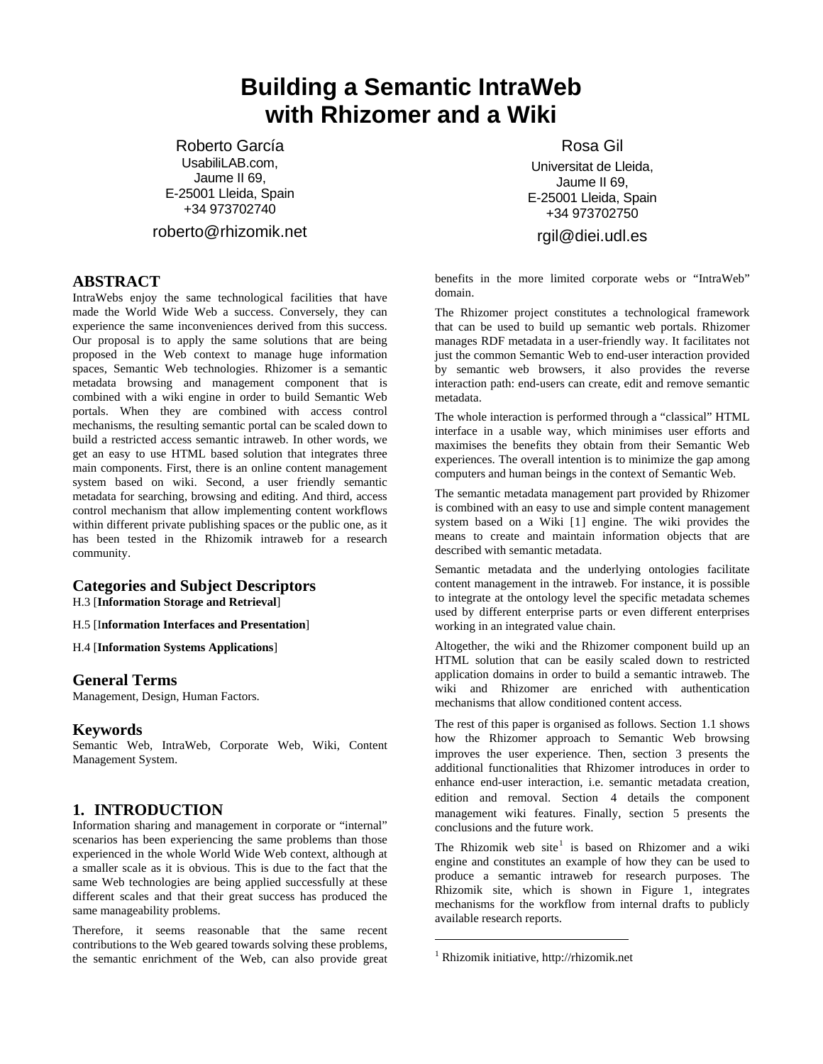# Building a Semantic IntraWeb with Rhizomer and a Wiki

Roberto García
UsabiliLAB.com,
Jaume II 69,
E-25001 Lleida, Spain
+34 973702740
roberto@rhizomik.net

Rosa Gil
Universitat de Lleida,
Jaume II 69,
E-25001 Lleida, Spain
+34 973702750
rgil@diei.udl.es

## ABSTRACT

IntraWebs enjoy the same technological facilities that have made the World Wide Web a success. Conversely, they can experience the same inconveniences derived from this success. Our proposal is to apply the same solutions that are being proposed in the Web context to manage huge information spaces, Semantic Web technologies. Rhizomer is a semantic metadata browsing and management component that is combined with a wiki engine in order to build Semantic Web portals. When they are combined with access control mechanisms, the resulting semantic portal can be scaled down to build a restricted access semantic intraweb. In other words, we get an easy to use HTML based solution that integrates three main components. First, there is an online content management system based on wiki. Second, a user friendly semantic metadata for searching, browsing and editing. And third, access control mechanism that allow implementing content workflows within different private publishing spaces or the public one, as it has been tested in the Rhizomik intraweb for a research community.

## Categories and Subject Descriptors

H.3 [**Information Storage and Retrieval**]

H.5 [**Information Interfaces and Presentation**]

H.4 [**Information Systems Applications**]

## General Terms

Management, Design, Human Factors.

## Keywords

Semantic Web, IntraWeb, Corporate Web, Wiki, Content Management System.

## 1. INTRODUCTION

Information sharing and management in corporate or "internal" scenarios has been experiencing the same problems than those experienced in the whole World Wide Web context, although at a smaller scale as it is obvious. This is due to the fact that the same Web technologies are being applied successfully at these different scales and that their great success has produced the same manageability problems.

Therefore, it seems reasonable that the same recent contributions to the Web geared towards solving these problems, the semantic enrichment of the Web, can also provide great benefits in the more limited corporate webs or "IntraWeb" domain.

The Rhizomer project constitutes a technological framework that can be used to build up semantic web portals. Rhizomer manages RDF metadata in a user-friendly way. It facilitates not just the common Semantic Web to end-user interaction provided by semantic web browsers, it also provides the reverse interaction path: end-users can create, edit and remove semantic metadata.

The whole interaction is performed through a "classical" HTML interface in a usable way, which minimises user efforts and maximises the benefits they obtain from their Semantic Web experiences. The overall intention is to minimize the gap among computers and human beings in the context of Semantic Web.

The semantic metadata management part provided by Rhizomer is combined with an easy to use and simple content management system based on a Wiki [1] engine. The wiki provides the means to create and maintain information objects that are described with semantic metadata.

Semantic metadata and the underlying ontologies facilitate content management in the intraweb. For instance, it is possible to integrate at the ontology level the specific metadata schemes used by different enterprise parts or even different enterprises working in an integrated value chain.

Altogether, the wiki and the Rhizomer component build up an HTML solution that can be easily scaled down to restricted application domains in order to build a semantic intraweb. The wiki and Rhizomer are enriched with authentication mechanisms that allow conditioned content access.

The rest of this paper is organised as follows. Section 1.1 shows how the Rhizomer approach to Semantic Web browsing improves the user experience. Then, section 3 presents the additional functionalities that Rhizomer introduces in order to enhance end-user interaction, i.e. semantic metadata creation, edition and removal. Section 4 details the component management wiki features. Finally, section 5 presents the conclusions and the future work.

The Rhizomik web site[1] is based on Rhizomer and a wiki engine and constitutes an example of how they can be used to produce a semantic intraweb for research purposes. The Rhizomik site, which is shown in Figure 1, integrates mechanisms for the workflow from internal drafts to publicly available research reports.

[1] Rhizomik initiative, http://rhizomik.net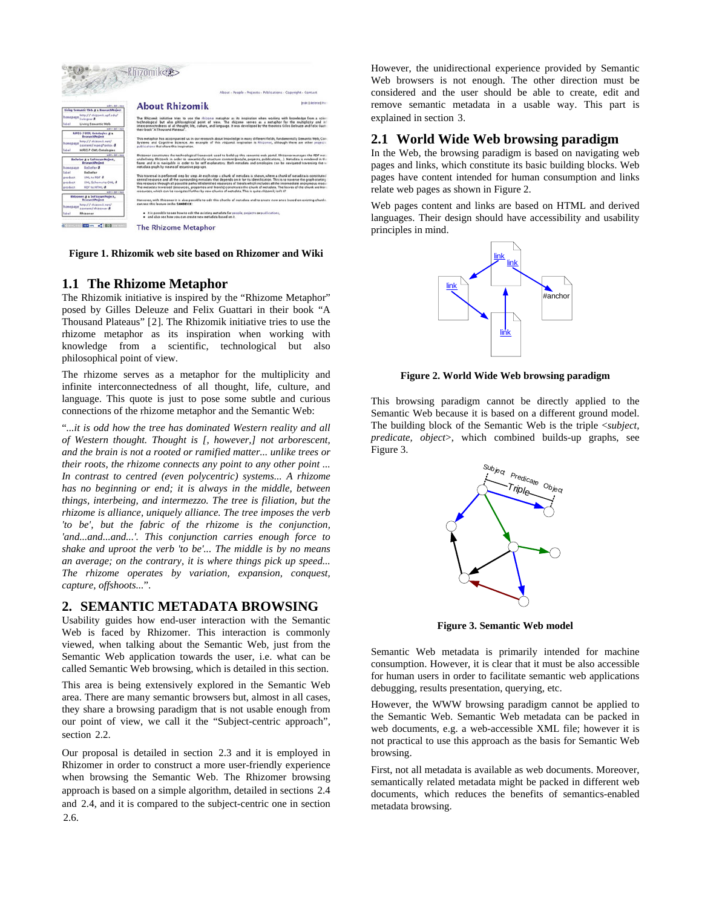Figure 1. Rhizomik web site based on Rhizomer and Wiki

## 1.1 The Rhizome Metaphor

The Rhizomik initiative is inspired by the "Rhizome Metaphor" posed by Gilles Deleuze and Felix Guattari in their book "A Thousand Plateaus" [2]. The Rhizomik initiative tries to use the rhizome metaphor as its inspiration when working with knowledge from a scientific, technological but also philosophical point of view.

The rhizome serves as a metaphor for the multiplicity and infinite interconnectedness of all thought, life, culture, and language. This quote is just to pose some subtle and curious connections of the rhizome metaphor and the Semantic Web:

"*...it is odd how the tree has dominated Western reality and all of Western thought. Thought is [, however,] not arborescent, and the brain is not a rooted or ramified matter... unlike trees or their roots, the rhizome connects any point to any other point ... In contrast to centred (even polycentric) systems... A rhizome has no beginning or end; it is always in the middle, between things, interbeing, and intermezzo. The tree is filiation, but the rhizome is alliance, uniquely alliance. The tree imposes the verb 'to be', but the fabric of the rhizome is the conjunction, 'and...and...and...'. This conjunction carries enough force to shake and uproot the verb 'to be'... The middle is by no means an average; on the contrary, it is where things pick up speed... The rhizome operates by variation, expansion, conquest, capture, offshoots...*".

# 2. SEMANTIC METADATA BROWSING

Usability guides how end-user interaction with the Semantic Web is faced by Rhizomer. This interaction is commonly viewed, when talking about the Semantic Web, just from the Semantic Web application towards the user, i.e. what can be called Semantic Web browsing, which is detailed in this section.

This area is being extensively explored in the Semantic Web area. There are many semantic browsers but, almost in all cases, they share a browsing paradigm that is not usable enough from our point of view, we call it the "Subject-centric approach", section 2.2.

Our proposal is detailed in section 2.3 and it is employed in Rhizomer in order to construct a more user-friendly experience when browsing the Semantic Web. The Rhizomer browsing approach is based on a simple algorithm, detailed in sections 2.4 and 2.4, and it is compared to the subject-centric one in section 2.6.

However, the unidirectional experience provided by Semantic Web browsers is not enough. The other direction must be considered and the user should be able to create, edit and remove semantic metadata in a usable way. This part is explained in section 3.

## 2.1 World Wide Web browsing paradigm

In the Web, the browsing paradigm is based on navigating web pages and links, which constitute its basic building blocks. Web pages have content intended for human consumption and links relate web pages as shown in Figure 2.

Web pages content and links are based on HTML and derived languages. Their design should have accessibility and usability principles in mind.

Figure 2. World Wide Web browsing paradigm

This browsing paradigm cannot be directly applied to the Semantic Web because it is based on a different ground model. The building block of the Semantic Web is the triple <*subject, predicate, object*>, which combined builds-up graphs, see Figure 3.

Figure 3. Semantic Web model

Semantic Web metadata is primarily intended for machine consumption. However, it is clear that it must be also accessible for human users in order to facilitate semantic web applications debugging, results presentation, querying, etc.

However, the WWW browsing paradigm cannot be applied to the Semantic Web. Semantic Web metadata can be packed in web documents, e.g. a web-accessible XML file; however it is not practical to use this approach as the basis for Semantic Web browsing.

First, not all metadata is available as web documents. Moreover, semantically related metadata might be packed in different web documents, which reduces the benefits of semantics-enabled metadata browsing.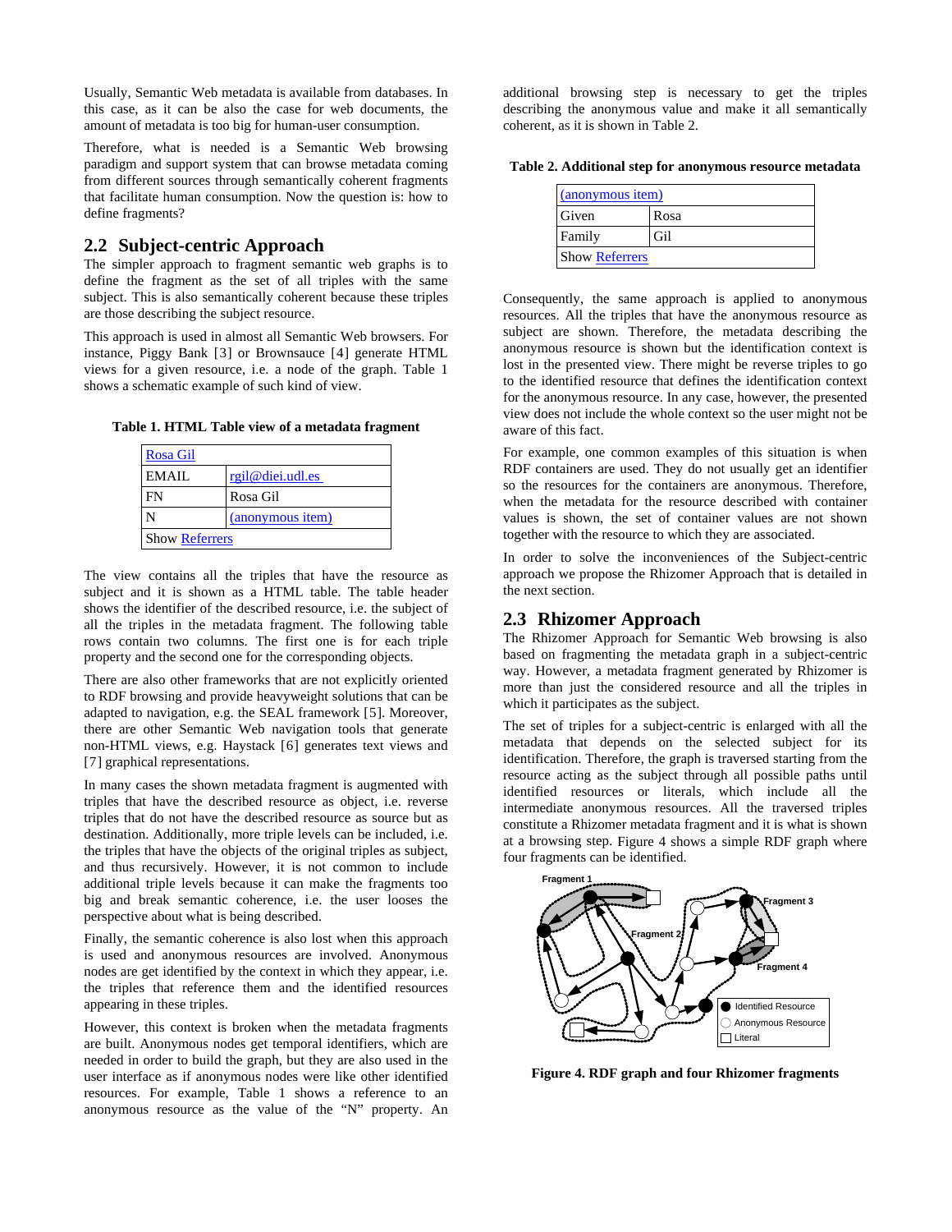Usually, Semantic Web metadata is available from databases. In this case, as it can be also the case for web documents, the amount of metadata is too big for human-user consumption.

Therefore, what is needed is a Semantic Web browsing paradigm and support system that can browse metadata coming from different sources through semantically coherent fragments that facilitate human consumption. Now the question is: how to define fragments?

## 2.2 Subject-centric Approach

The simpler approach to fragment semantic web graphs is to define the fragment as the set of all triples with the same subject. This is also semantically coherent because these triples are those describing the subject resource.

This approach is used in almost all Semantic Web browsers. For instance, Piggy Bank [3] or Brownsauce [4] generate HTML views for a given resource, i.e. a node of the graph. Table 1 shows a schematic example of such kind of view.

**Table 1. HTML Table view of a metadata fragment**

| Rosa Gil | |
|---|---|
| EMAIL | rgil@diei.udl.es |
| FN | Rosa Gil |
| N | (anonymous item) |
| Show Referrers | |

The view contains all the triples that have the resource as subject and it is shown as a HTML table. The table header shows the identifier of the described resource, i.e. the subject of all the triples in the metadata fragment. The following table rows contain two columns. The first one is for each triple property and the second one for the corresponding objects.

There are also other frameworks that are not explicitly oriented to RDF browsing and provide heavyweight solutions that can be adapted to navigation, e.g. the SEAL framework [5]. Moreover, there are other Semantic Web navigation tools that generate non-HTML views, e.g. Haystack [6] generates text views and [7] graphical representations.

In many cases the shown metadata fragment is augmented with triples that have the described resource as object, i.e. reverse triples that do not have the described resource as source but as destination. Additionally, more triple levels can be included, i.e. the triples that have the objects of the original triples as subject, and thus recursively. However, it is not common to include additional triple levels because it can make the fragments too big and break semantic coherence, i.e. the user looses the perspective about what is being described.

Finally, the semantic coherence is also lost when this approach is used and anonymous resources are involved. Anonymous nodes are get identified by the context in which they appear, i.e. the triples that reference them and the identified resources appearing in these triples.

However, this context is broken when the metadata fragments are built. Anonymous nodes get temporal identifiers, which are needed in order to build the graph, but they are also used in the user interface as if anonymous nodes were like other identified resources. For example, Table 1 shows a reference to an anonymous resource as the value of the "N" property. An additional browsing step is necessary to get the triples describing the anonymous value and make it all semantically coherent, as it is shown in Table 2.

**Table 2. Additional step for anonymous resource metadata**

| (anonymous item) | |
|---|---|
| Given | Rosa |
| Family | Gil |
| Show Referrers | |

Consequently, the same approach is applied to anonymous resources. All the triples that have the anonymous resource as subject are shown. Therefore, the metadata describing the anonymous resource is shown but the identification context is lost in the presented view. There might be reverse triples to go to the identified resource that defines the identification context for the anonymous resource. In any case, however, the presented view does not include the whole context so the user might not be aware of this fact.

For example, one common examples of this situation is when RDF containers are used. They do not usually get an identifier so the resources for the containers are anonymous. Therefore, when the metadata for the resource described with container values is shown, the set of container values are not shown together with the resource to which they are associated.

In order to solve the inconveniences of the Subject-centric approach we propose the Rhizomer Approach that is detailed in the next section.

## 2.3 Rhizomer Approach

The Rhizomer Approach for Semantic Web browsing is also based on fragmenting the metadata graph in a subject-centric way. However, a metadata fragment generated by Rhizomer is more than just the considered resource and all the triples in which it participates as the subject.

The set of triples for a subject-centric is enlarged with all the metadata that depends on the selected subject for its identification. Therefore, the graph is traversed starting from the resource acting as the subject through all possible paths until identified resources or literals, which include all the intermediate anonymous resources. All the traversed triples constitute a Rhizomer metadata fragment and it is what is shown at a browsing step. Figure 4 shows a simple RDF graph where four fragments can be identified.

**Figure 4. RDF graph and four Rhizomer fragments**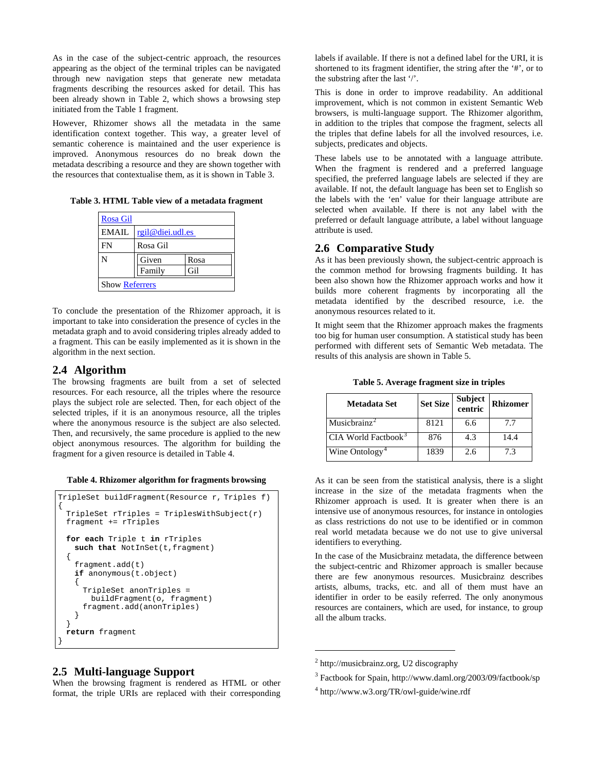As in the case of the subject-centric approach, the resources appearing as the object of the terminal triples can be navigated through new navigation steps that generate new metadata fragments describing the resources asked for detail. This has been already shown in Table 2, which shows a browsing step initiated from the Table 1 fragment.

However, Rhizomer shows all the metadata in the same identification context together. This way, a greater level of semantic coherence is maintained and the user experience is improved. Anonymous resources do no break down the metadata describing a resource and they are shown together with the resources that contextualise them, as it is shown in Table 3.

**Table 3. HTML Table view of a metadata fragment**

| Rosa Gil | |
|---|---|
| EMAIL | rgil@diei.udl.es |
| FN | Rosa Gil |
| N | Given: Rosa; Family: Gil |
| Show Referrers | |

To conclude the presentation of the Rhizomer approach, it is important to take into consideration the presence of cycles in the metadata graph and to avoid considering triples already added to a fragment. This can be easily implemented as it is shown in the algorithm in the next section.

## 2.4 Algorithm

The browsing fragments are built from a set of selected resources. For each resource, all the triples where the resource plays the subject role are selected. Then, for each object of the selected triples, if it is an anonymous resource, all the triples where the anonymous resource is the subject are also selected. Then, and recursively, the same procedure is applied to the new object anonymous resources. The algorithm for building the fragment for a given resource is detailed in Table 4.

**Table 4. Rhizomer algorithm for fragments browsing**

```
TripleSet buildFragment(Resource r, Triples f)
{
  TripleSet rTriples = TriplesWithSubject(r)
  fragment += rTriples

  for each Triple t in rTriples
    such that NotInSet(t,fragment)
  {
    fragment.add(t)
    if anonymous(t.object)
    {
      TripleSet anonTriples =
        buildFragment(o, fragment)
      fragment.add(anonTriples)
    }
  }
  return fragment
}
```

## 2.5 Multi-language Support

When the browsing fragment is rendered as HTML or other format, the triple URIs are replaced with their corresponding labels if available. If there is not a defined label for the URI, it is shortened to its fragment identifier, the string after the '#', or to the substring after the last '/'.

This is done in order to improve readability. An additional improvement, which is not common in existent Semantic Web browsers, is multi-language support. The Rhizomer algorithm, in addition to the triples that compose the fragment, selects all the triples that define labels for all the involved resources, i.e. subjects, predicates and objects.

These labels use to be annotated with a language attribute. When the fragment is rendered and a preferred language specified, the preferred language labels are selected if they are available. If not, the default language has been set to English so the labels with the 'en' value for their language attribute are selected when available. If there is not any label with the preferred or default language attribute, a label without language attribute is used.

## 2.6 Comparative Study

As it has been previously shown, the subject-centric approach is the common method for browsing fragments building. It has been also shown how the Rhizomer approach works and how it builds more coherent fragments by incorporating all the metadata identified by the described resource, i.e. the anonymous resources related to it.

It might seem that the Rhizomer approach makes the fragments too big for human user consumption. A statistical study has been performed with different sets of Semantic Web metadata. The results of this analysis are shown in Table 5.

**Table 5. Average fragment size in triples**

| Metadata Set | Set Size | Subject centric | Rhizomer |
|---|---|---|---|
| Musicbrainz[2] | 8121 | 6.6 | 7.7 |
| CIA World Factbook[3] | 876 | 4.3 | 14.4 |
| Wine Ontology[4] | 1839 | 2.6 | 7.3 |

As it can be seen from the statistical analysis, there is a slight increase in the size of the metadata fragments when the Rhizomer approach is used. It is greater when there is an intensive use of anonymous resources, for instance in ontologies as class restrictions do not use to be identified or in common real world metadata because we do not use to give universal identifiers to everything.

In the case of the Musicbrainz metadata, the difference between the subject-centric and Rhizomer approach is smaller because there are few anonymous resources. Musicbrainz describes artists, albums, tracks, etc. and all of them must have an identifier in order to be easily referred. The only anonymous resources are containers, which are used, for instance, to group all the album tracks.

---

[2] http://musicbrainz.org, U2 discography

[3] Factbook for Spain, http://www.daml.org/2003/09/factbook/sp

[4] http://www.w3.org/TR/owl-guide/wine.rdf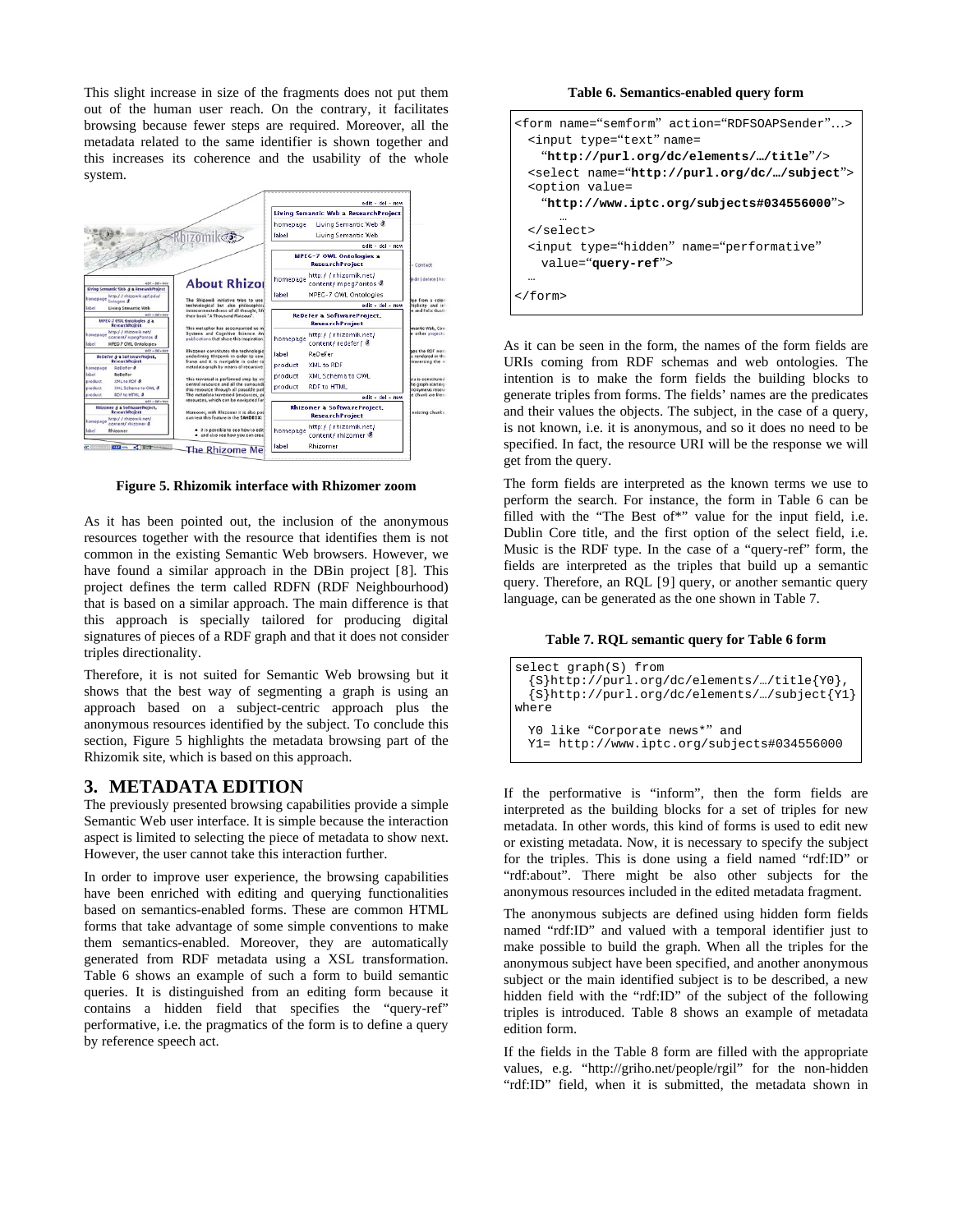This slight increase in size of the fragments does not put them out of the human user reach. On the contrary, it facilitates browsing because fewer steps are required. Moreover, all the metadata related to the same identifier is shown together and this increases its coherence and the usability of the whole system.

**Figure 5. Rhizomik interface with Rhizomer zoom**

As it has been pointed out, the inclusion of the anonymous resources together with the resource that identifies them is not common in the existing Semantic Web browsers. However, we have found a similar approach in the DBin project [8]. This project defines the term called RDFN (RDF Neighbourhood) that is based on a similar approach. The main difference is that this approach is specially tailored for producing digital signatures of pieces of a RDF graph and that it does not consider triples directionality.

Therefore, it is not suited for Semantic Web browsing but it shows that the best way of segmenting a graph is using an approach based on a subject-centric approach plus the anonymous resources identified by the subject. To conclude this section, Figure 5 highlights the metadata browsing part of the Rhizomik site, which is based on this approach.

# 3. METADATA EDITION

The previously presented browsing capabilities provide a simple Semantic Web user interface. It is simple because the interaction aspect is limited to selecting the piece of metadata to show next. However, the user cannot take this interaction further.

In order to improve user experience, the browsing capabilities have been enriched with editing and querying functionalities based on semantics-enabled forms. These are common HTML forms that take advantage of some simple conventions to make them semantics-enabled. Moreover, they are automatically generated from RDF metadata using a XSL transformation. Table 6 shows an example of such a form to build semantic queries. It is distinguished from an editing form because it contains a hidden field that specifies the "query-ref" performative, i.e. the pragmatics of the form is to define a query by reference speech act.

**Table 6. Semantics-enabled query form**

```
<form name="semform" action="RDFSOAPSender"…>
  <input type="text" name=
    "http://purl.org/dc/elements/…/title"/>
  <select name="http://purl.org/dc/…/subject">
  <option value=
    "http://www.iptc.org/subjects#034556000">
      …
  </select>
  <input type="hidden" name="performative"
    value="query-ref">
  …
</form>
```

As it can be seen in the form, the names of the form fields are URIs coming from RDF schemas and web ontologies. The intention is to make the form fields the building blocks to generate triples from forms. The fields' names are the predicates and their values the objects. The subject, in the case of a query, is not known, i.e. it is anonymous, and so it does no need to be specified. In fact, the resource URI will be the response we will get from the query.

The form fields are interpreted as the known terms we use to perform the search. For instance, the form in Table 6 can be filled with the "The Best of*" value for the input field, i.e. Dublin Core title, and the first option of the select field, i.e. Music is the RDF type. In the case of a "query-ref" form, the fields are interpreted as the triples that build up a semantic query. Therefore, an RQL [9] query, or another semantic query language, can be generated as the one shown in Table 7.

**Table 7. RQL semantic query for Table 6 form**

```
select graph(S) from
  {S}http://purl.org/dc/elements/…/title{Y0},
  {S}http://purl.org/dc/elements/…/subject{Y1}
where
  Y0 like "Corporate news*" and
  Y1= http://www.iptc.org/subjects#034556000
```

If the performative is "inform", then the form fields are interpreted as the building blocks for a set of triples for new metadata. In other words, this kind of forms is used to edit new or existing metadata. Now, it is necessary to specify the subject for the triples. This is done using a field named "rdf:ID" or "rdf:about". There might be also other subjects for the anonymous resources included in the edited metadata fragment.

The anonymous subjects are defined using hidden form fields named "rdf:ID" and valued with a temporal identifier just to make possible to build the graph. When all the triples for the anonymous subject have been specified, and another anonymous subject or the main identified subject is to be described, a new hidden field with the "rdf:ID" of the subject of the following triples is introduced. Table 8 shows an example of metadata edition form.

If the fields in the Table 8 form are filled with the appropriate values, e.g. "http://griho.net/people/rgil" for the non-hidden "rdf:ID" field, when it is submitted, the metadata shown in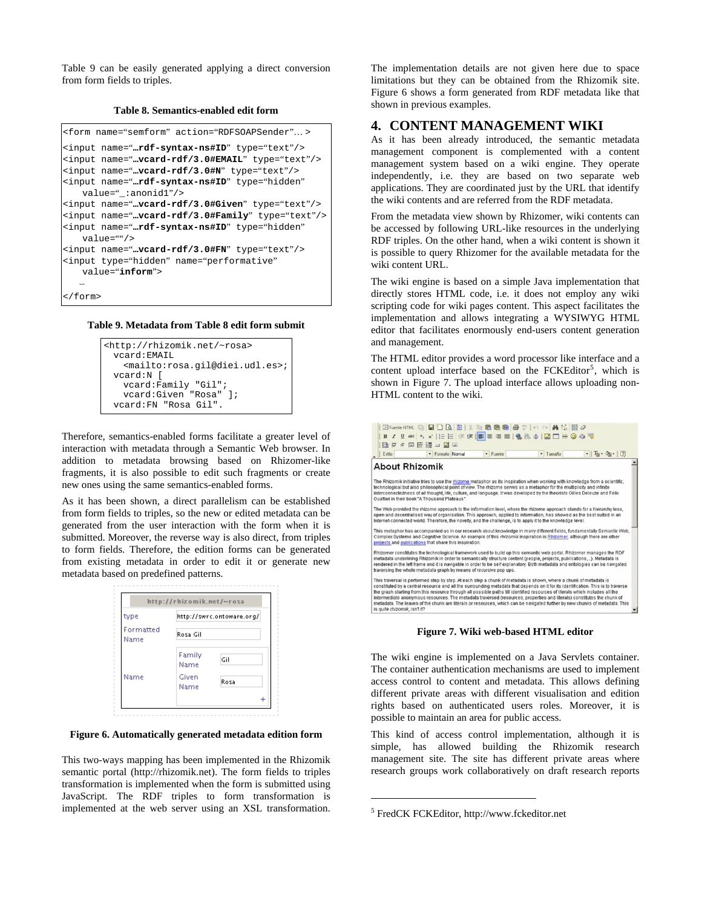Table 9 can be easily generated applying a direct conversion from form fields to triples.

**Table 8. Semantics-enabled edit form**

```
<form name="semform" action="RDFSOAPSender"… >
<input name="…rdf-syntax-ns#ID" type="text"/>
<input name="…vcard-rdf/3.0#EMAIL" type="text"/>
<input name="…vcard-rdf/3.0#N" type="text"/>
<input name="…rdf-syntax-ns#ID" type="hidden"
    value="_:anonid1"/>
<input name="…vcard-rdf/3.0#Given" type="text"/>
<input name="…vcard-rdf/3.0#Family" type="text"/>
<input name="…rdf-syntax-ns#ID" type="hidden"
    value=""/>
<input name="…vcard-rdf/3.0#FN" type="text"/>
<input type="hidden" name="performative"
    value="inform">
    …
</form>
```

**Table 9. Metadata from Table 8 edit form submit**

```
<http://rhizomik.net/~rosa>
  vcard:EMAIL
    <mailto:rosa.gil@diei.udl.es>;
  vcard:N [
    vcard:Family "Gil";
    vcard:Given "Rosa" ];
  vcard:FN "Rosa Gil".
```

Therefore, semantics-enabled forms facilitate a greater level of interaction with metadata through a Semantic Web browser. In addition to metadata browsing based on Rhizomer-like fragments, it is also possible to edit such fragments or create new ones using the same semantics-enabled forms.

As it has been shown, a direct parallelism can be established from form fields to triples, so the new or edited metadata can be generated from the user interaction with the form when it is submitted. Moreover, the reverse way is also direct, from triples to form fields. Therefore, the edition forms can be generated from existing metadata in order to edit it or generate new metadata based on predefined patterns.

**Figure 6. Automatically generated metadata edition form**

This two-ways mapping has been implemented in the Rhizomik semantic portal (http://rhizomik.net). The form fields to triples transformation is implemented when the form is submitted using JavaScript. The RDF triples to form transformation is implemented at the web server using an XSL transformation. The implementation details are not given here due to space limitations but they can be obtained from the Rhizomik site. Figure 6 shows a form generated from RDF metadata like that shown in previous examples.

## 4. CONTENT MANAGEMENT WIKI

As it has been already introduced, the semantic metadata management component is complemented with a content management system based on a wiki engine. They operate independently, i.e. they are based on two separate web applications. They are coordinated just by the URL that identify the wiki contents and are referred from the RDF metadata.

From the metadata view shown by Rhizomer, wiki contents can be accessed by following URL-like resources in the underlying RDF triples. On the other hand, when a wiki content is shown it is possible to query Rhizomer for the available metadata for the wiki content URL.

The wiki engine is based on a simple Java implementation that directly stores HTML code, i.e. it does not employ any wiki scripting code for wiki pages content. This aspect facilitates the implementation and allows integrating a WYSIWYG HTML editor that facilitates enormously end-users content generation and management.

The HTML editor provides a word processor like interface and a content upload interface based on the FCKEditor[5], which is shown in Figure 7. The upload interface allows uploading non-HTML content to the wiki.

**Figure 7. Wiki web-based HTML editor**

The wiki engine is implemented on a Java Servlets container. The container authentication mechanisms are used to implement access control to content and metadata. This allows defining different private areas with different visualisation and edition rights based on authenticated users roles. Moreover, it is possible to maintain an area for public access.

This kind of access control implementation, although it is simple, has allowed building the Rhizomik research management site. The site has different private areas where research groups work collaboratively on draft research reports

[5] FredCK FCKEditor, http://www.fckeditor.net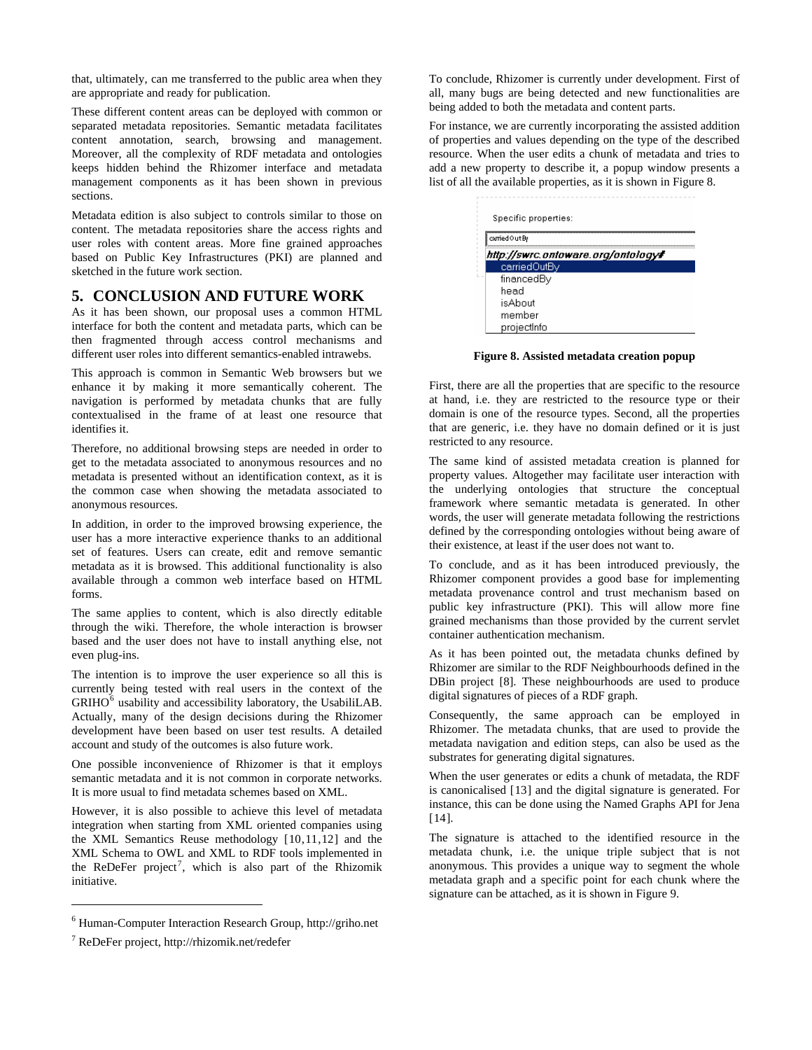that, ultimately, can me transferred to the public area when they are appropriate and ready for publication.

These different content areas can be deployed with common or separated metadata repositories. Semantic metadata facilitates content annotation, search, browsing and management. Moreover, all the complexity of RDF metadata and ontologies keeps hidden behind the Rhizomer interface and metadata management components as it has been shown in previous sections.

Metadata edition is also subject to controls similar to those on content. The metadata repositories share the access rights and user roles with content areas. More fine grained approaches based on Public Key Infrastructures (PKI) are planned and sketched in the future work section.

## 5. CONCLUSION AND FUTURE WORK

As it has been shown, our proposal uses a common HTML interface for both the content and metadata parts, which can be then fragmented through access control mechanisms and different user roles into different semantics-enabled intrawebs.

This approach is common in Semantic Web browsers but we enhance it by making it more semantically coherent. The navigation is performed by metadata chunks that are fully contextualised in the frame of at least one resource that identifies it.

Therefore, no additional browsing steps are needed in order to get to the metadata associated to anonymous resources and no metadata is presented without an identification context, as it is the common case when showing the metadata associated to anonymous resources.

In addition, in order to the improved browsing experience, the user has a more interactive experience thanks to an additional set of features. Users can create, edit and remove semantic metadata as it is browsed. This additional functionality is also available through a common web interface based on HTML forms.

The same applies to content, which is also directly editable through the wiki. Therefore, the whole interaction is browser based and the user does not have to install anything else, not even plug-ins.

The intention is to improve the user experience so all this is currently being tested with real users in the context of the GRIHO[6] usability and accessibility laboratory, the UsabiliLAB. Actually, many of the design decisions during the Rhizomer development have been based on user test results. A detailed account and study of the outcomes is also future work.

One possible inconvenience of Rhizomer is that it employs semantic metadata and it is not common in corporate networks. It is more usual to find metadata schemes based on XML.

However, it is also possible to achieve this level of metadata integration when starting from XML oriented companies using the XML Semantics Reuse methodology [10,11,12] and the XML Schema to OWL and XML to RDF tools implemented in the ReDeFer project[7], which is also part of the Rhizomik initiative.

[6] Human-Computer Interaction Research Group, http://griho.net

[7] ReDeFer project, http://rhizomik.net/redefer

To conclude, Rhizomer is currently under development. First of all, many bugs are being detected and new functionalities are being added to both the metadata and content parts.

For instance, we are currently incorporating the assisted addition of properties and values depending on the type of the described resource. When the user edits a chunk of metadata and tries to add a new property to describe it, a popup window presents a list of all the available properties, as it is shown in Figure 8.

**Figure 8. Assisted metadata creation popup**

First, there are all the properties that are specific to the resource at hand, i.e. they are restricted to the resource type or their domain is one of the resource types. Second, all the properties that are generic, i.e. they have no domain defined or it is just restricted to any resource.

The same kind of assisted metadata creation is planned for property values. Altogether may facilitate user interaction with the underlying ontologies that structure the conceptual framework where semantic metadata is generated. In other words, the user will generate metadata following the restrictions defined by the corresponding ontologies without being aware of their existence, at least if the user does not want to.

To conclude, and as it has been introduced previously, the Rhizomer component provides a good base for implementing metadata provenance control and trust mechanism based on public key infrastructure (PKI). This will allow more fine grained mechanisms than those provided by the current servlet container authentication mechanism.

As it has been pointed out, the metadata chunks defined by Rhizomer are similar to the RDF Neighbourhoods defined in the DBin project [8]. These neighbourhoods are used to produce digital signatures of pieces of a RDF graph.

Consequently, the same approach can be employed in Rhizomer. The metadata chunks, that are used to provide the metadata navigation and edition steps, can also be used as the substrates for generating digital signatures.

When the user generates or edits a chunk of metadata, the RDF is canonicalised [13] and the digital signature is generated. For instance, this can be done using the Named Graphs API for Jena [14].

The signature is attached to the identified resource in the metadata chunk, i.e. the unique triple subject that is not anonymous. This provides a unique way to segment the whole metadata graph and a specific point for each chunk where the signature can be attached, as it is shown in Figure 9.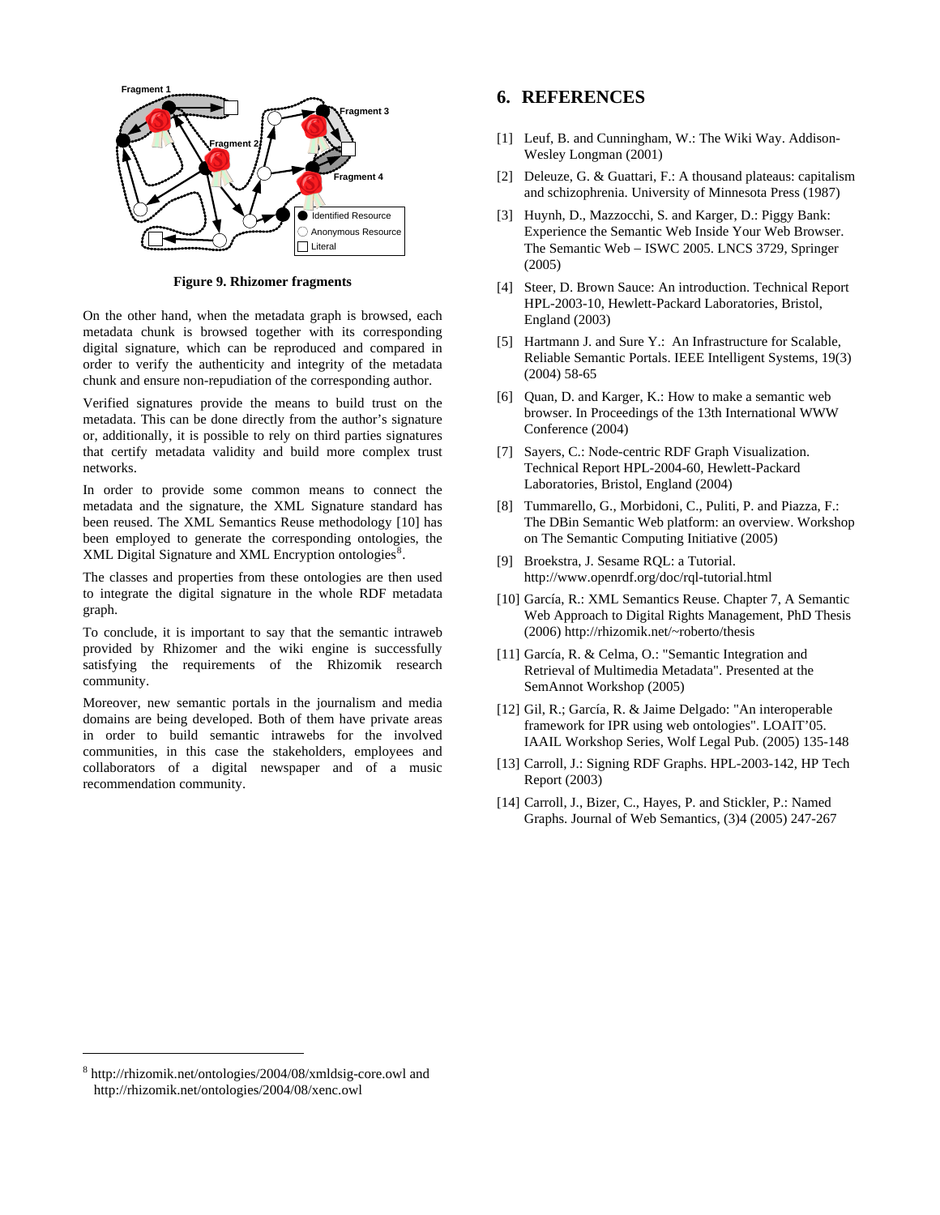Fragment 1

Fragment 2

Fragment 3

Fragment 4

Identified Resource

Anonymous Resource

Literal

**Figure 9. Rhizomer fragments**

On the other hand, when the metadata graph is browsed, each metadata chunk is browsed together with its corresponding digital signature, which can be reproduced and compared in order to verify the authenticity and integrity of the metadata chunk and ensure non-repudiation of the corresponding author.

Verified signatures provide the means to build trust on the metadata. This can be done directly from the author's signature or, additionally, it is possible to rely on third parties signatures that certify metadata validity and build more complex trust networks.

In order to provide some common means to connect the metadata and the signature, the XML Signature standard has been reused. The XML Semantics Reuse methodology [10] has been employed to generate the corresponding ontologies, the XML Digital Signature and XML Encryption ontologies[8].

The classes and properties from these ontologies are then used to integrate the digital signature in the whole RDF metadata graph.

To conclude, it is important to say that the semantic intraweb provided by Rhizomer and the wiki engine is successfully satisfying the requirements of the Rhizomik research community.

Moreover, new semantic portals in the journalism and media domains are being developed. Both of them have private areas in order to build semantic intrawebs for the involved communities, in this case the stakeholders, employees and collaborators of a digital newspaper and of a music recommendation community.

## 6. REFERENCES

[1] Leuf, B. and Cunningham, W.: The Wiki Way. Addison-Wesley Longman (2001)

[2] Deleuze, G. & Guattari, F.: A thousand plateaus: capitalism and schizophrenia. University of Minnesota Press (1987)

[3] Huynh, D., Mazzocchi, S. and Karger, D.: Piggy Bank: Experience the Semantic Web Inside Your Web Browser. The Semantic Web – ISWC 2005. LNCS 3729, Springer (2005)

[4] Steer, D. Brown Sauce: An introduction. Technical Report HPL-2003-10, Hewlett-Packard Laboratories, Bristol, England (2003)

[5] Hartmann J. and Sure Y.: An Infrastructure for Scalable, Reliable Semantic Portals. IEEE Intelligent Systems, 19(3) (2004) 58-65

[6] Quan, D. and Karger, K.: How to make a semantic web browser. In Proceedings of the 13th International WWW Conference (2004)

[7] Sayers, C.: Node-centric RDF Graph Visualization. Technical Report HPL-2004-60, Hewlett-Packard Laboratories, Bristol, England (2004)

[8] Tummarello, G., Morbidoni, C., Puliti, P. and Piazza, F.: The DBin Semantic Web platform: an overview. Workshop on The Semantic Computing Initiative (2005)

[9] Broekstra, J. Sesame RQL: a Tutorial. http://www.openrdf.org/doc/rql-tutorial.html

[10] García, R.: XML Semantics Reuse. Chapter 7, A Semantic Web Approach to Digital Rights Management, PhD Thesis (2006) http://rhizomik.net/~roberto/thesis

[11] García, R. & Celma, O.: "Semantic Integration and Retrieval of Multimedia Metadata". Presented at the SemAnnot Workshop (2005)

[12] Gil, R.; García, R. & Jaime Delgado: "An interoperable framework for IPR using web ontologies". LOAIT'05. IAAIL Workshop Series, Wolf Legal Pub. (2005) 135-148

[13] Carroll, J.: Signing RDF Graphs. HPL-2003-142, HP Tech Report (2003)

[14] Carroll, J., Bizer, C., Hayes, P. and Stickler, P.: Named Graphs. Journal of Web Semantics, (3)4 (2005) 247-267

[8] http://rhizomik.net/ontologies/2004/08/xmldsig-core.owl and http://rhizomik.net/ontologies/2004/08/xenc.owl